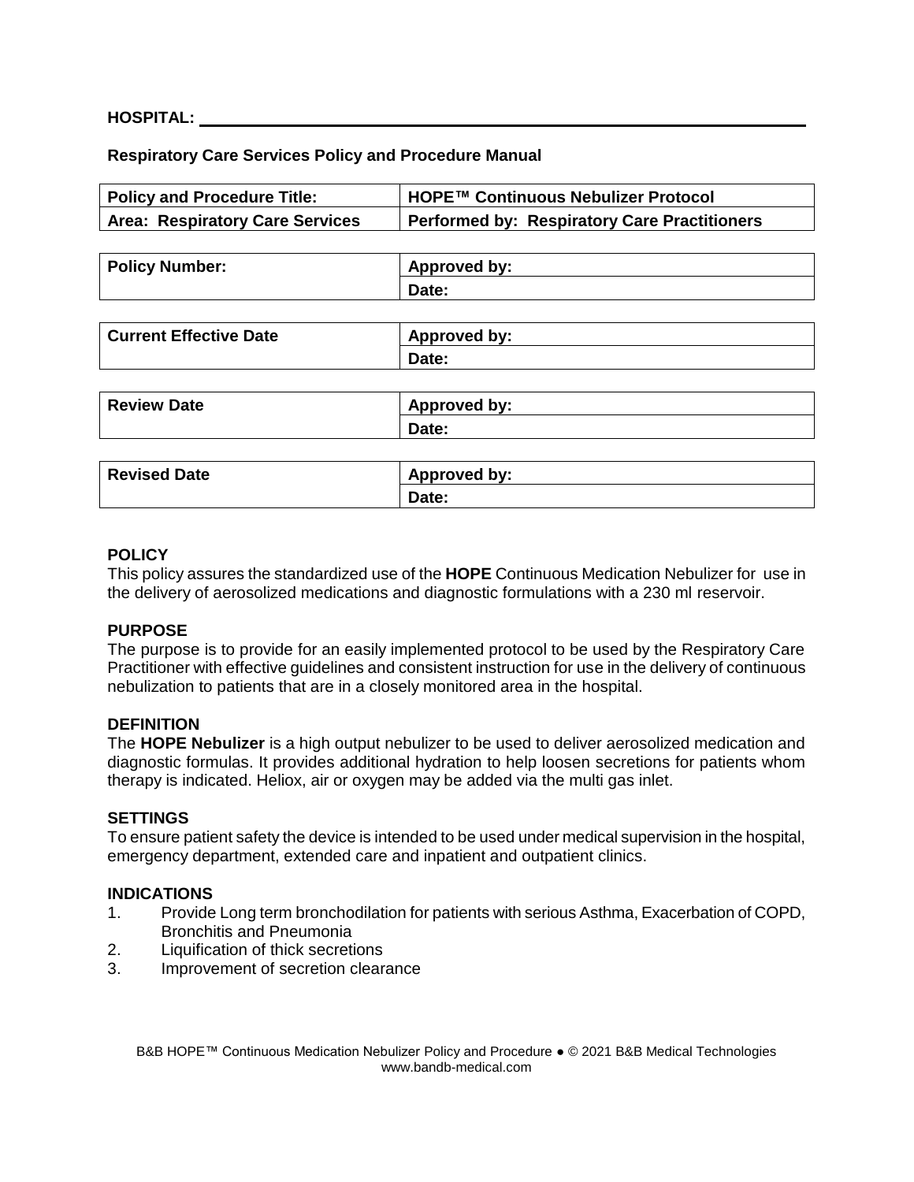**HOSPITAL:** ______________________________________________

**Respiratory Care Services Policy and Procedure Manual**

| **Policy and Procedure Title:** | **HOPE™ Continuous Nebulizer Protocol** |
|---|---|
| **Area: Respiratory Care Services** | **Performed by: Respiratory Care Practitioners** |

| **Policy Number:** | **Approved by:** |
|---|---|
| | **Date:** |

| **Current Effective Date** | **Approved by:** |
|---|---|
| | **Date:** |

| **Review Date** | **Approved by:** |
|---|---|
| | **Date:** |

| **Revised Date** | **Approved by:** |
|---|---|
| | **Date:** |

## POLICY

This policy assures the standardized use of the **HOPE** Continuous Medication Nebulizer for use in the delivery of aerosolized medications and diagnostic formulations with a 230 ml reservoir.

## PURPOSE

The purpose is to provide for an easily implemented protocol to be used by the Respiratory Care Practitioner with effective guidelines and consistent instruction for use in the delivery of continuous nebulization to patients that are in a closely monitored area in the hospital.

## DEFINITION

The **HOPE Nebulizer** is a high output nebulizer to be used to deliver aerosolized medication and diagnostic formulas. It provides additional hydration to help loosen secretions for patients whom therapy is indicated. Heliox, air or oxygen may be added via the multi gas inlet.

## SETTINGS

To ensure patient safety the device is intended to be used under medical supervision in the hospital, emergency department, extended care and inpatient and outpatient clinics.

## INDICATIONS

1. Provide Long term bronchodilation for patients with serious Asthma, Exacerbation of COPD, Bronchitis and Pneumonia
2. Liquification of thick secretions
3. Improvement of secretion clearance

B&B HOPE™ Continuous Medication Nebulizer Policy and Procedure ● © 2021 B&B Medical Technologies www.bandb-medical.com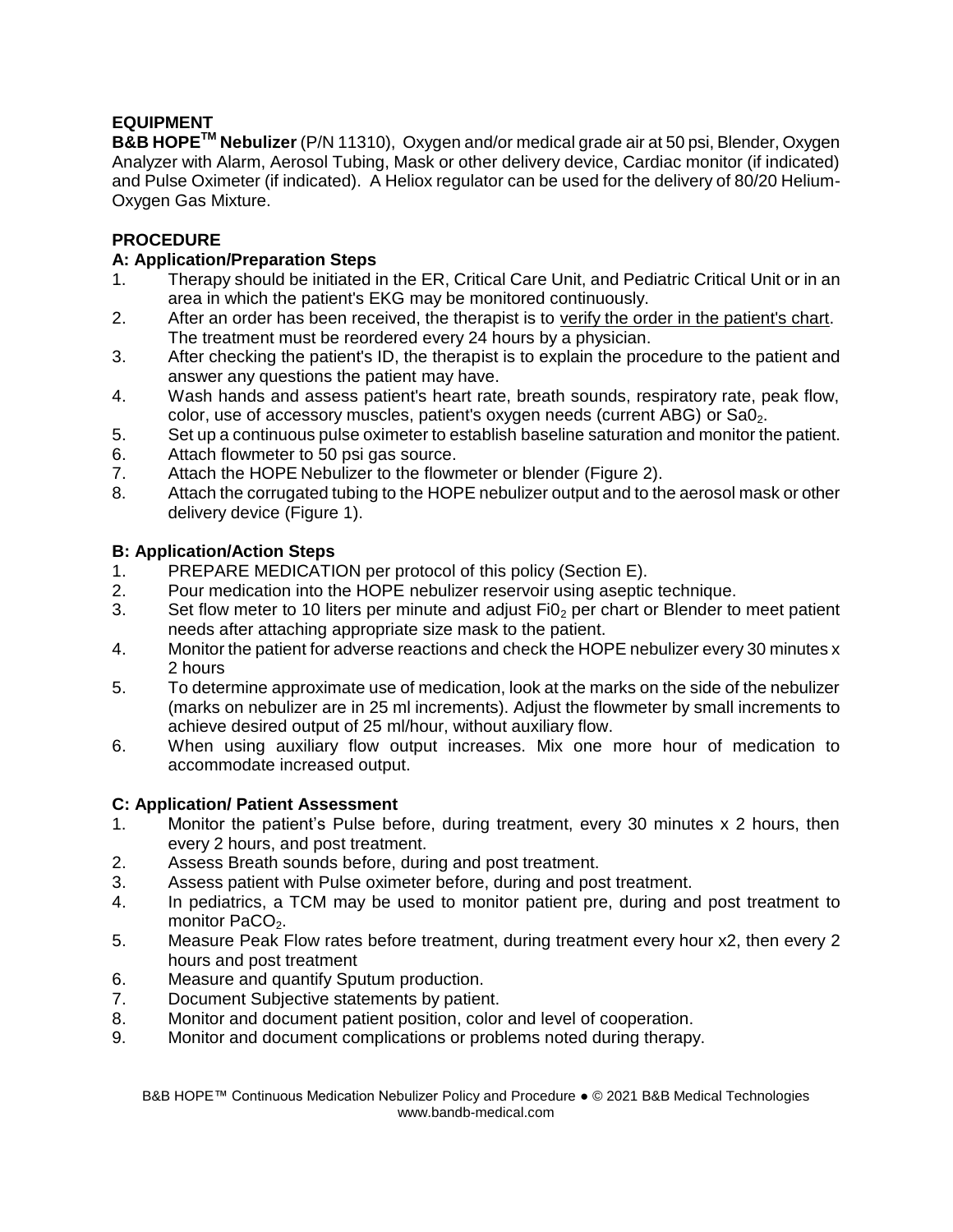## EQUIPMENT

**B&B HOPE™ Nebulizer** (P/N 11310), Oxygen and/or medical grade air at 50 psi, Blender, Oxygen Analyzer with Alarm, Aerosol Tubing, Mask or other delivery device, Cardiac monitor (if indicated) and Pulse Oximeter (if indicated). A Heliox regulator can be used for the delivery of 80/20 Helium-Oxygen Gas Mixture.

## PROCEDURE

### A: Application/Preparation Steps

1. Therapy should be initiated in the ER, Critical Care Unit, and Pediatric Critical Unit or in an area in which the patient's EKG may be monitored continuously.
2. After an order has been received, the therapist is to verify the order in the patient's chart. The treatment must be reordered every 24 hours by a physician.
3. After checking the patient's ID, the therapist is to explain the procedure to the patient and answer any questions the patient may have.
4. Wash hands and assess patient's heart rate, breath sounds, respiratory rate, peak flow, color, use of accessory muscles, patient's oxygen needs (current ABG) or $Sa0_2$.
5. Set up a continuous pulse oximeter to establish baseline saturation and monitor the patient.
6. Attach flowmeter to 50 psi gas source.
7. Attach the HOPE Nebulizer to the flowmeter or blender (Figure 2).
8. Attach the corrugated tubing to the HOPE nebulizer output and to the aerosol mask or other delivery device (Figure 1).

### B: Application/Action Steps

1. PREPARE MEDICATION per protocol of this policy (Section E).
2. Pour medication into the HOPE nebulizer reservoir using aseptic technique.
3. Set flow meter to 10 liters per minute and adjust $Fi0_2$ per chart or Blender to meet patient needs after attaching appropriate size mask to the patient.
4. Monitor the patient for adverse reactions and check the HOPE nebulizer every 30 minutes x 2 hours
5. To determine approximate use of medication, look at the marks on the side of the nebulizer (marks on nebulizer are in 25 ml increments). Adjust the flowmeter by small increments to achieve desired output of 25 ml/hour, without auxiliary flow.
6. When using auxiliary flow output increases. Mix one more hour of medication to accommodate increased output.

### C: Application/ Patient Assessment

1. Monitor the patient's Pulse before, during treatment, every 30 minutes x 2 hours, then every 2 hours, and post treatment.
2. Assess Breath sounds before, during and post treatment.
3. Assess patient with Pulse oximeter before, during and post treatment.
4. In pediatrics, a TCM may be used to monitor patient pre, during and post treatment to monitor $PaCO_2$.
5. Measure Peak Flow rates before treatment, during treatment every hour x2, then every 2 hours and post treatment
6. Measure and quantify Sputum production.
7. Document Subjective statements by patient.
8. Monitor and document patient position, color and level of cooperation.
9. Monitor and document complications or problems noted during therapy.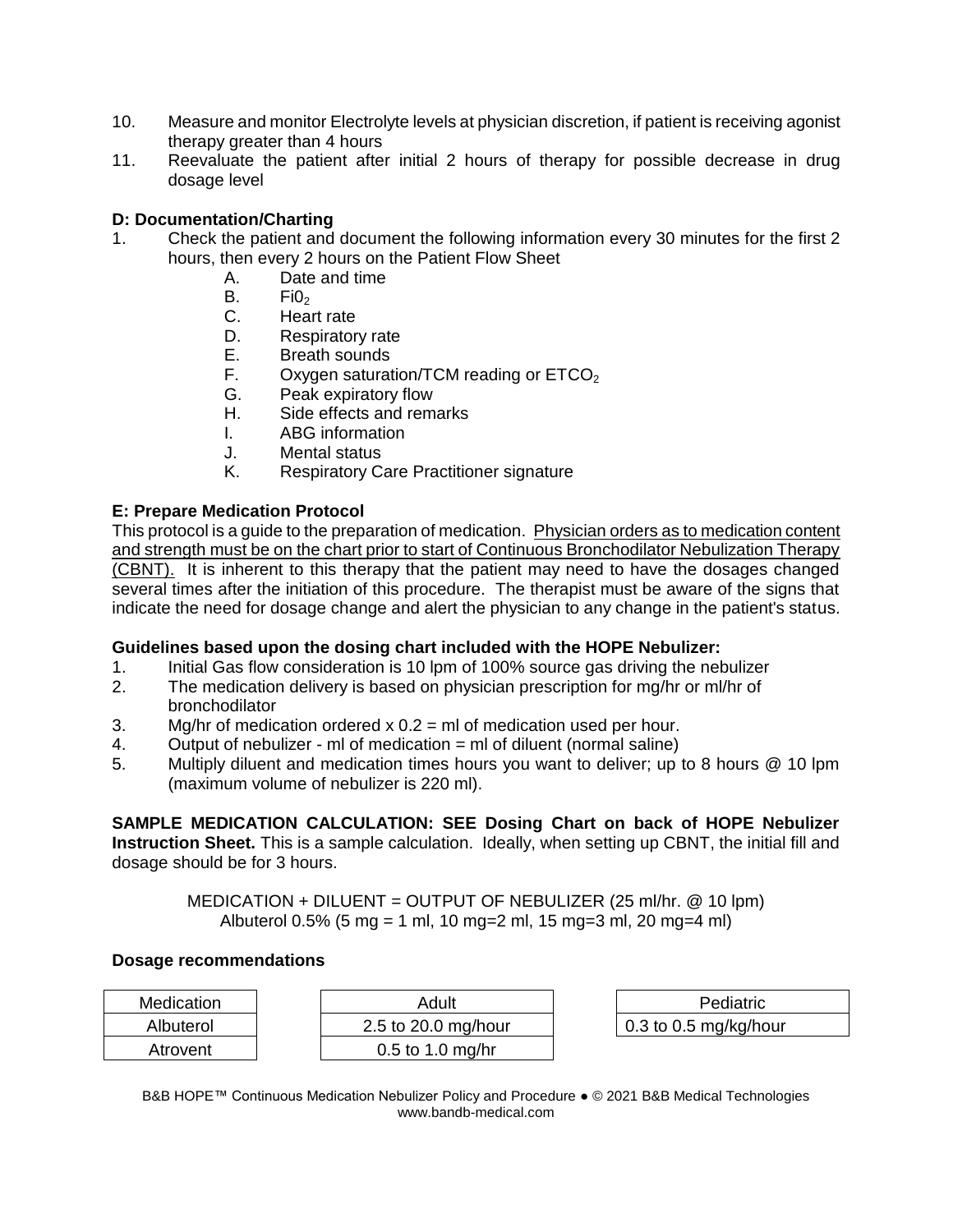10. Measure and monitor Electrolyte levels at physician discretion, if patient is receiving agonist therapy greater than 4 hours
11. Reevaluate the patient after initial 2 hours of therapy for possible decrease in drug dosage level

**D: Documentation/Charting**

1. Check the patient and document the following information every 30 minutes for the first 2 hours, then every 2 hours on the Patient Flow Sheet
   - A. Date and time
   - B. $Fi0_2$
   - C. Heart rate
   - D. Respiratory rate
   - E. Breath sounds
   - F. Oxygen saturation/TCM reading or $ETCO_2$
   - G. Peak expiratory flow
   - H. Side effects and remarks
   - I. ABG information
   - J. Mental status
   - K. Respiratory Care Practitioner signature

**E: Prepare Medication Protocol**

This protocol is a guide to the preparation of medication. <u>Physician orders as to medication content and strength must be on the chart prior to start of Continuous Bronchodilator Nebulization Therapy (CBNT).</u> It is inherent to this therapy that the patient may need to have the dosages changed several times after the initiation of this procedure. The therapist must be aware of the signs that indicate the need for dosage change and alert the physician to any change in the patient's status.

**Guidelines based upon the dosing chart included with the HOPE Nebulizer:**

1. Initial Gas flow consideration is 10 lpm of 100% source gas driving the nebulizer
2. The medication delivery is based on physician prescription for mg/hr or ml/hr of bronchodilator
3. Mg/hr of medication ordered x 0.2 = ml of medication used per hour.
4. Output of nebulizer - ml of medication = ml of diluent (normal saline)
5. Multiply diluent and medication times hours you want to deliver; up to 8 hours @ 10 lpm (maximum volume of nebulizer is 220 ml).

**SAMPLE MEDICATION CALCULATION: SEE Dosing Chart on back of HOPE Nebulizer Instruction Sheet.** This is a sample calculation. Ideally, when setting up CBNT, the initial fill and dosage should be for 3 hours.

MEDICATION + DILUENT = OUTPUT OF NEBULIZER (25 ml/hr. @ 10 lpm)
Albuterol 0.5% (5 mg = 1 ml, 10 mg=2 ml, 15 mg=3 ml, 20 mg=4 ml)

**Dosage recommendations**

| Medication | Adult | Pediatric |
|---|---|---|
| Albuterol | 2.5 to 20.0 mg/hour | 0.3 to 0.5 mg/kg/hour |
| Atrovent | 0.5 to 1.0 mg/hr | |

B&B HOPE™ Continuous Medication Nebulizer Policy and Procedure ● © 2021 B&B Medical Technologies
www.bandb-medical.com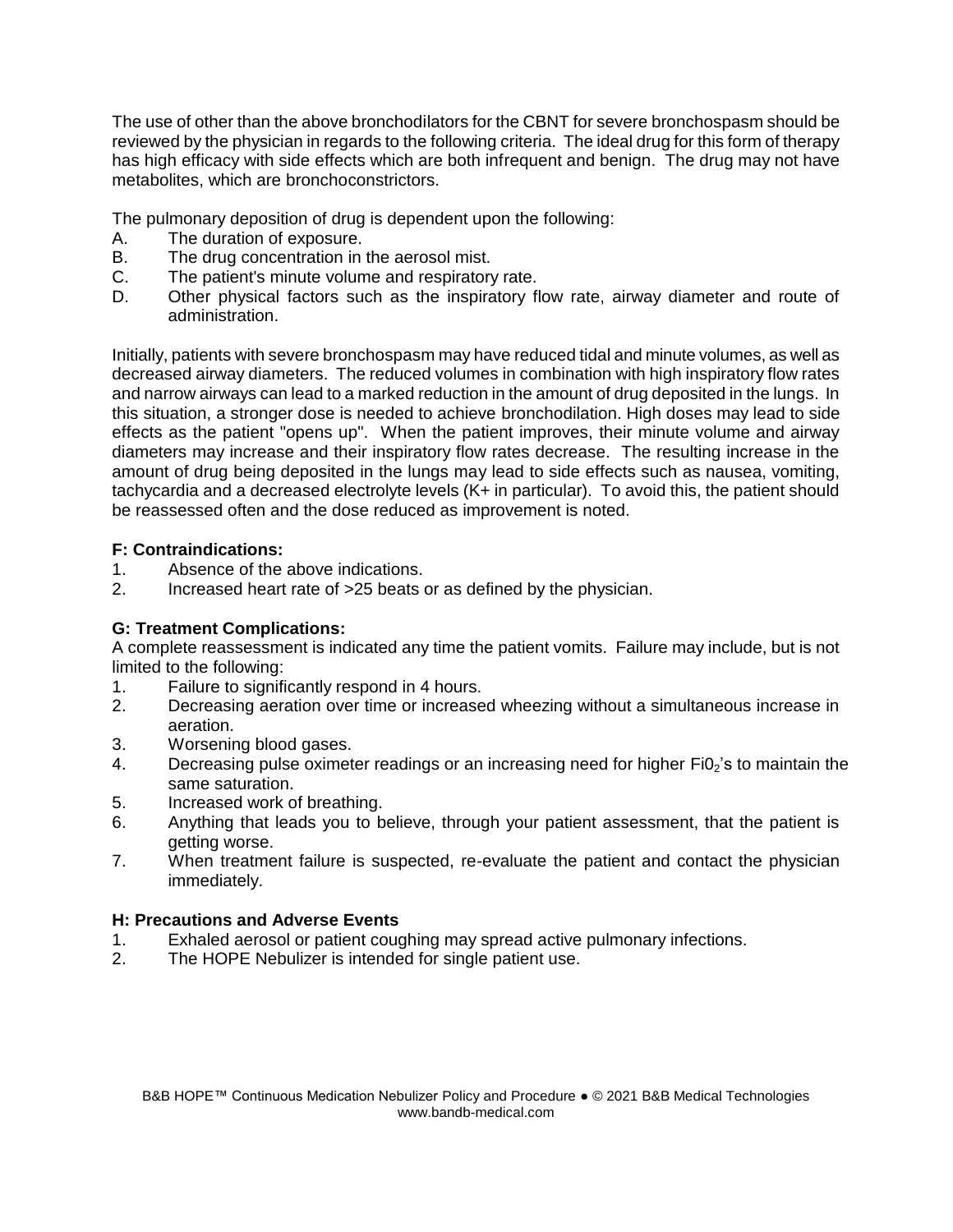The use of other than the above bronchodilators for the CBNT for severe bronchospasm should be reviewed by the physician in regards to the following criteria. The ideal drug for this form of therapy has high efficacy with side effects which are both infrequent and benign. The drug may not have metabolites, which are bronchoconstrictors.

The pulmonary deposition of drug is dependent upon the following:

A. The duration of exposure.
B. The drug concentration in the aerosol mist.
C. The patient's minute volume and respiratory rate.
D. Other physical factors such as the inspiratory flow rate, airway diameter and route of administration.

Initially, patients with severe bronchospasm may have reduced tidal and minute volumes, as well as decreased airway diameters. The reduced volumes in combination with high inspiratory flow rates and narrow airways can lead to a marked reduction in the amount of drug deposited in the lungs. In this situation, a stronger dose is needed to achieve bronchodilation. High doses may lead to side effects as the patient "opens up". When the patient improves, their minute volume and airway diameters may increase and their inspiratory flow rates decrease. The resulting increase in the amount of drug being deposited in the lungs may lead to side effects such as nausea, vomiting, tachycardia and a decreased electrolyte levels (K+ in particular). To avoid this, the patient should be reassessed often and the dose reduced as improvement is noted.

**F: Contraindications:**

1. Absence of the above indications.
2. Increased heart rate of >25 beats or as defined by the physician.

**G: Treatment Complications:**

A complete reassessment is indicated any time the patient vomits. Failure may include, but is not limited to the following:

1. Failure to significantly respond in 4 hours.
2. Decreasing aeration over time or increased wheezing without a simultaneous increase in aeration.
3. Worsening blood gases.
4. Decreasing pulse oximeter readings or an increasing need for higher $FiO_2$'s to maintain the same saturation.
5. Increased work of breathing.
6. Anything that leads you to believe, through your patient assessment, that the patient is getting worse.
7. When treatment failure is suspected, re-evaluate the patient and contact the physician immediately.

**H: Precautions and Adverse Events**

1. Exhaled aerosol or patient coughing may spread active pulmonary infections.
2. The HOPE Nebulizer is intended for single patient use.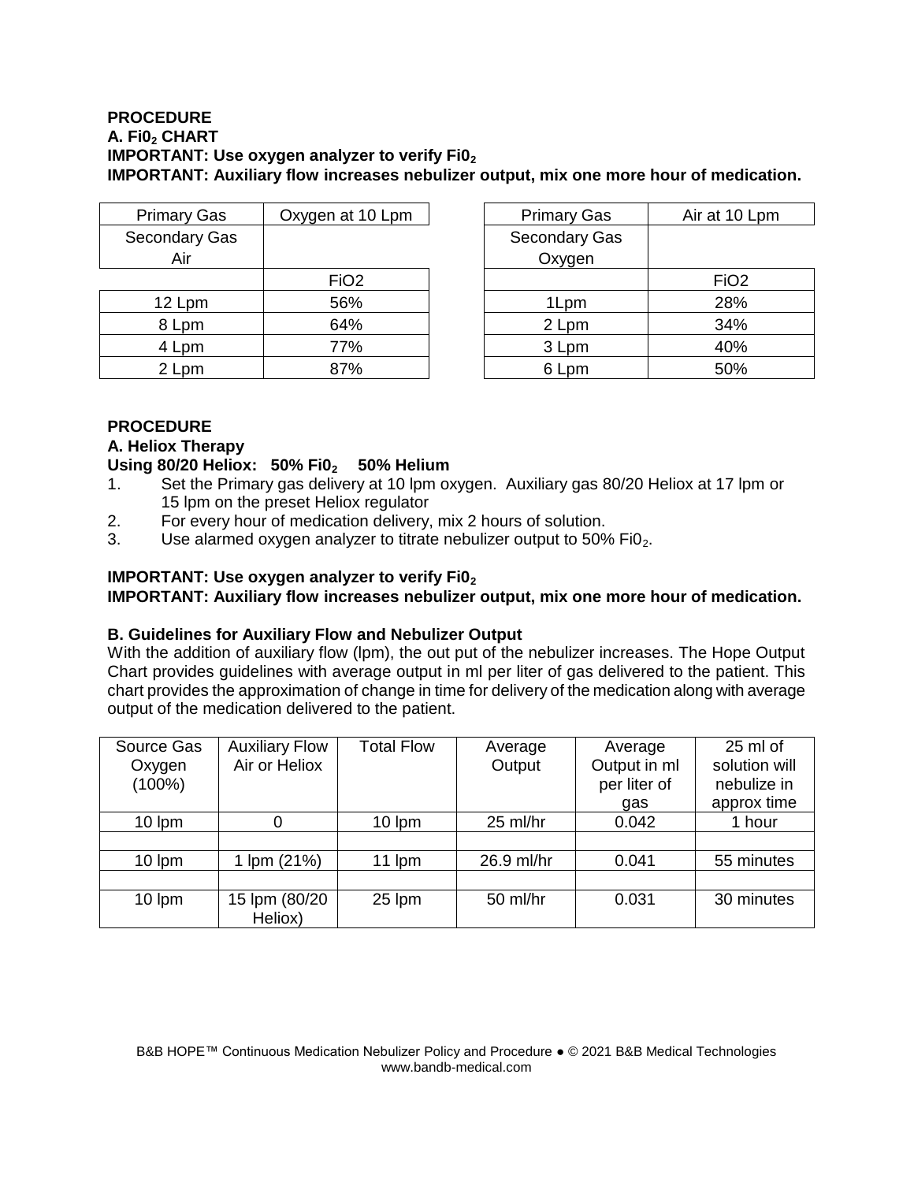**PROCEDURE**

**A. $Fi0_2$ CHART**

**IMPORTANT: Use oxygen analyzer to verify $Fi0_2$**

**IMPORTANT: Auxiliary flow increases nebulizer output, mix one more hour of medication.**

| Primary Gas | Oxygen at 10 Lpm |
|---|---|
| Secondary Gas Air | |
| | FiO2 |
| 12 Lpm | 56% |
| 8 Lpm | 64% |
| 4 Lpm | 77% |
| 2 Lpm | 87% |

| Primary Gas | Air at 10 Lpm |
|---|---|
| Secondary Gas Oxygen | |
| | FiO2 |
| 1Lpm | 28% |
| 2 Lpm | 34% |
| 3 Lpm | 40% |
| 6 Lpm | 50% |

**PROCEDURE**

**A. Heliox Therapy**

**Using 80/20 Heliox: 50% $Fi0_2$ 50% Helium**

1. Set the Primary gas delivery at 10 lpm oxygen. Auxiliary gas 80/20 Heliox at 17 lpm or 15 lpm on the preset Heliox regulator
2. For every hour of medication delivery, mix 2 hours of solution.
3. Use alarmed oxygen analyzer to titrate nebulizer output to 50% $Fi0_2$.

**IMPORTANT: Use oxygen analyzer to verify $Fi0_2$**

**IMPORTANT: Auxiliary flow increases nebulizer output, mix one more hour of medication.**

**B. Guidelines for Auxiliary Flow and Nebulizer Output**

With the addition of auxiliary flow (lpm), the out put of the nebulizer increases. The Hope Output Chart provides guidelines with average output in ml per liter of gas delivered to the patient. This chart provides the approximation of change in time for delivery of the medication along with average output of the medication delivered to the patient.

| Source Gas Oxygen (100%) | Auxiliary Flow Air or Heliox | Total Flow | Average Output | Average Output in ml per liter of gas | 25 ml of solution will nebulize in approx time |
|---|---|---|---|---|---|
| 10 lpm | 0 | 10 lpm | 25 ml/hr | 0.042 | 1 hour |
| | | | | | |
| 10 lpm | 1 lpm (21%) | 11 lpm | 26.9 ml/hr | 0.041 | 55 minutes |
| | | | | | |
| 10 lpm | 15 lpm (80/20 Heliox) | 25 lpm | 50 ml/hr | 0.031 | 30 minutes |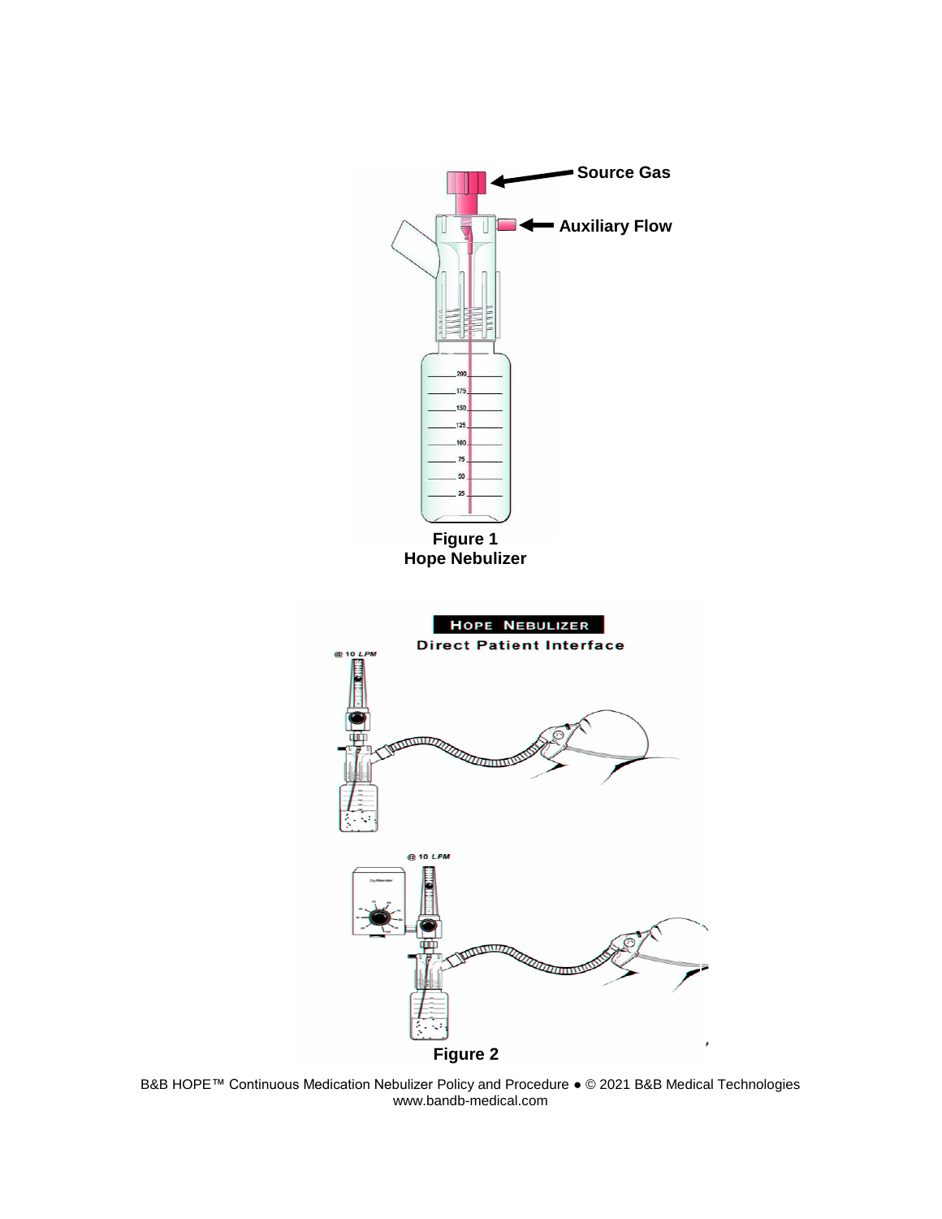Source Gas

Auxiliary Flow

**Figure 1**
**Hope Nebulizer**

HOPE NEBULIZER

Direct Patient Interface

@ 10 LPM

@ 10 LPM

**Figure 2**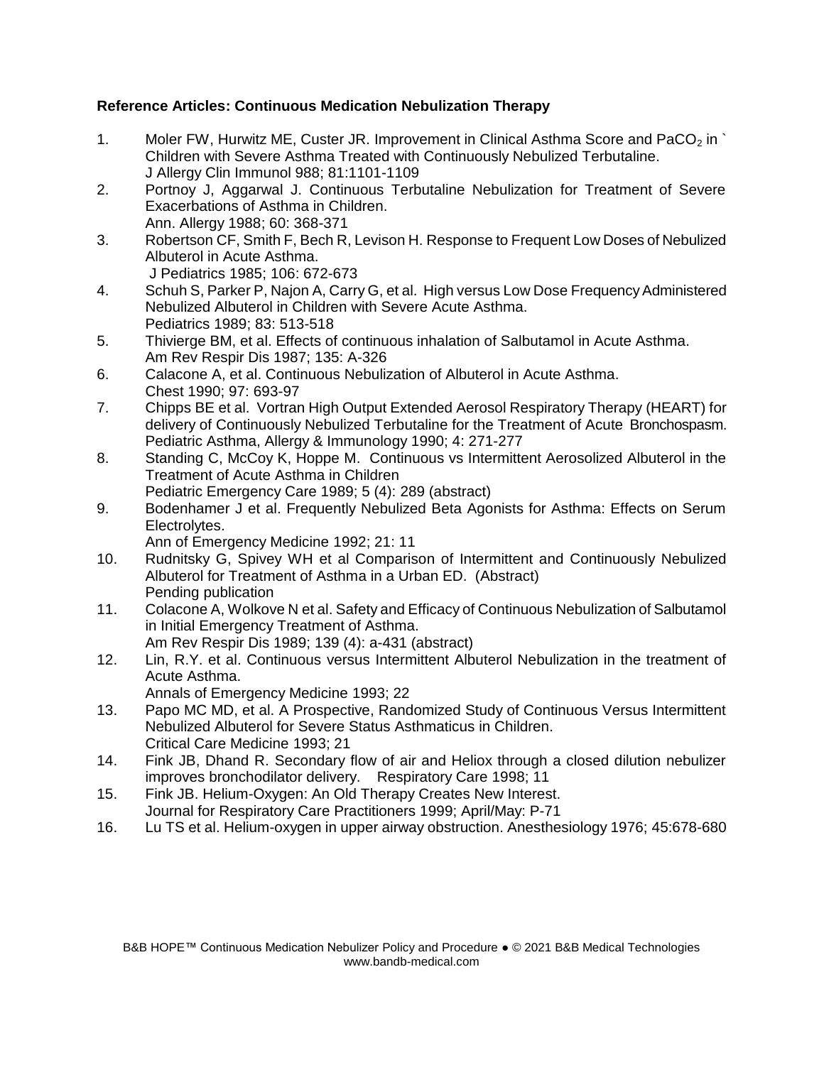**Reference Articles: Continuous Medication Nebulization Therapy**

1. Moler FW, Hurwitz ME, Custer JR. Improvement in Clinical Asthma Score and $PaCO_2$ in ` Children with Severe Asthma Treated with Continuously Nebulized Terbutaline. J Allergy Clin Immunol 988; 81:1101-1109
2. Portnoy J, Aggarwal J. Continuous Terbutaline Nebulization for Treatment of Severe Exacerbations of Asthma in Children. Ann. Allergy 1988; 60: 368-371
3. Robertson CF, Smith F, Bech R, Levison H. Response to Frequent Low Doses of Nebulized Albuterol in Acute Asthma. J Pediatrics 1985; 106: 672-673
4. Schuh S, Parker P, Najon A, Carry G, et al. High versus Low Dose Frequency Administered Nebulized Albuterol in Children with Severe Acute Asthma. Pediatrics 1989; 83: 513-518
5. Thivierge BM, et al. Effects of continuous inhalation of Salbutamol in Acute Asthma. Am Rev Respir Dis 1987; 135: A-326
6. Calacone A, et al. Continuous Nebulization of Albuterol in Acute Asthma. Chest 1990; 97: 693-97
7. Chipps BE et al. Vortran High Output Extended Aerosol Respiratory Therapy (HEART) for delivery of Continuously Nebulized Terbutaline for the Treatment of Acute Bronchospasm. Pediatric Asthma, Allergy & Immunology 1990; 4: 271-277
8. Standing C, McCoy K, Hoppe M. Continuous vs Intermittent Aerosolized Albuterol in the Treatment of Acute Asthma in Children Pediatric Emergency Care 1989; 5 (4): 289 (abstract)
9. Bodenhamer J et al. Frequently Nebulized Beta Agonists for Asthma: Effects on Serum Electrolytes. Ann of Emergency Medicine 1992; 21: 11
10. Rudnitsky G, Spivey WH et al Comparison of Intermittent and Continuously Nebulized Albuterol for Treatment of Asthma in a Urban ED. (Abstract) Pending publication
11. Colacone A, Wolkove N et al. Safety and Efficacy of Continuous Nebulization of Salbutamol in Initial Emergency Treatment of Asthma. Am Rev Respir Dis 1989; 139 (4): a-431 (abstract)
12. Lin, R.Y. et al. Continuous versus Intermittent Albuterol Nebulization in the treatment of Acute Asthma. Annals of Emergency Medicine 1993; 22
13. Papo MC MD, et al. A Prospective, Randomized Study of Continuous Versus Intermittent Nebulized Albuterol for Severe Status Asthmaticus in Children. Critical Care Medicine 1993; 21
14. Fink JB, Dhand R. Secondary flow of air and Heliox through a closed dilution nebulizer improves bronchodilator delivery. Respiratory Care 1998; 11
15. Fink JB. Helium-Oxygen: An Old Therapy Creates New Interest. Journal for Respiratory Care Practitioners 1999; April/May: P-71
16. Lu TS et al. Helium-oxygen in upper airway obstruction. Anesthesiology 1976; 45:678-680